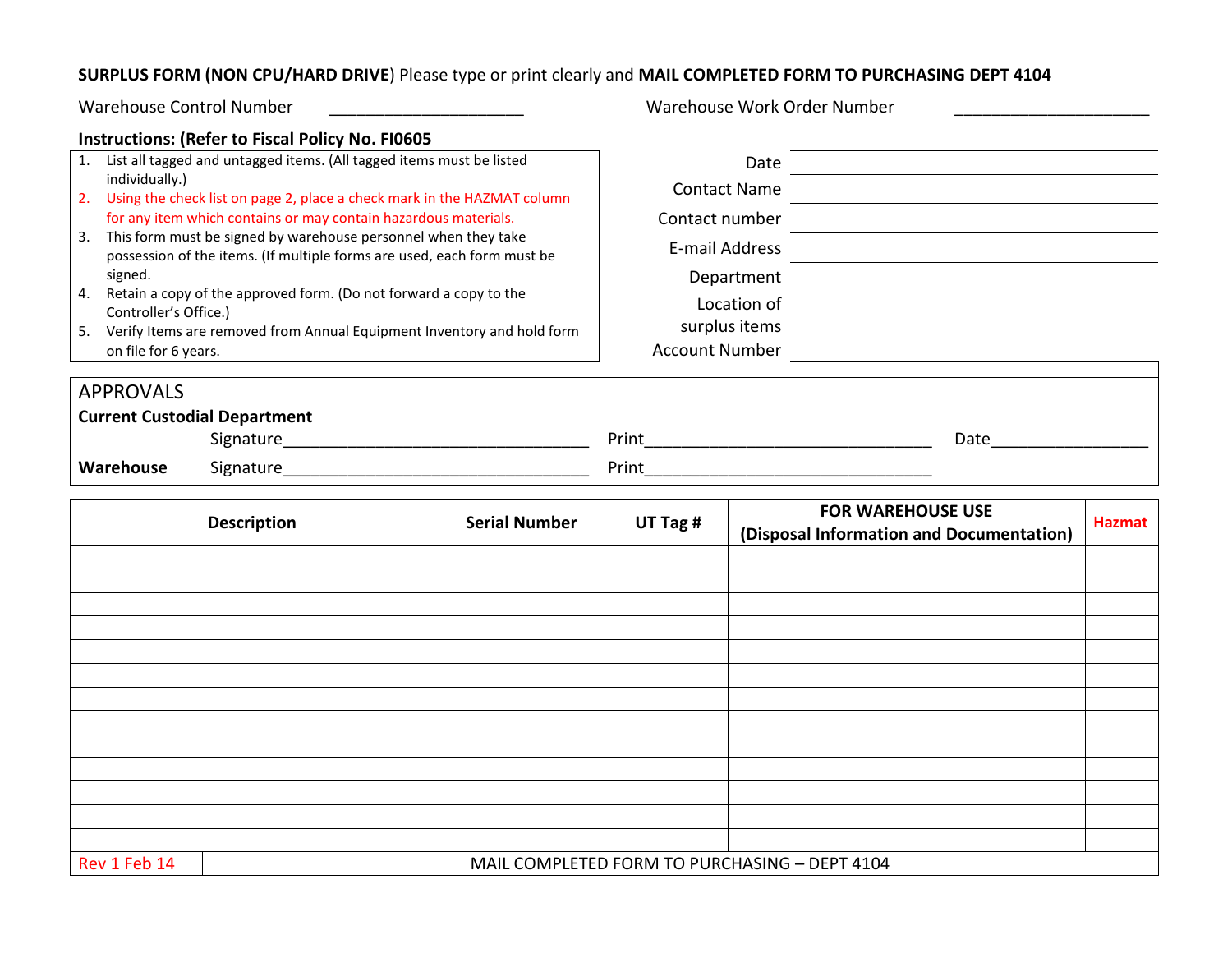**SURPLUS FORM (NON CPU/HARD DRIVE)** Please type or print clearly and **MAIL COMPLETED FORM TO PURCHASING DEPT 4104**

Warehouse Control Number _____________________ Warehouse Work Order Number _____________________

**Instructions: (Refer to Fiscal Policy No. FI0605**

1. List all tagged and untagged items. (All tagged items must be listed individually.)
2. Using the check list on page 2, place a check mark in the HAZMAT column for any item which contains or may contain hazardous materials.
3. This form must be signed by warehouse personnel when they take possession of the items. (If multiple forms are used, each form must be signed.
4. Retain a copy of the approved form. (Do not forward a copy to the Controller's Office.)
5. Verify Items are removed from Annual Equipment Inventory and hold form on file for 6 years.

Date ___________________________

Contact Name ___________________________

Contact number ___________________________

E-mail Address ___________________________

Department ___________________________

Location of surplus items ___________________________

Account Number ___________________________

APPROVALS

**Current Custodial Department**

Signature_________________________________ Print_______________________________ Date________________

**Warehouse** Signature_________________________________ Print_______________________________

| Description | Serial Number | UT Tag # | FOR WAREHOUSE USE (Disposal Information and Documentation) | Hazmat |
|---|---|---|---|---|
| | | | | |
| | | | | |
| | | | | |
| | | | | |
| | | | | |
| | | | | |
| | | | | |
| | | | | |
| | | | | |
| | | | | |
| | | | | |
| | | | | |
| | | | | |

Rev 1 Feb 14 — MAIL COMPLETED FORM TO PURCHASING – DEPT 4104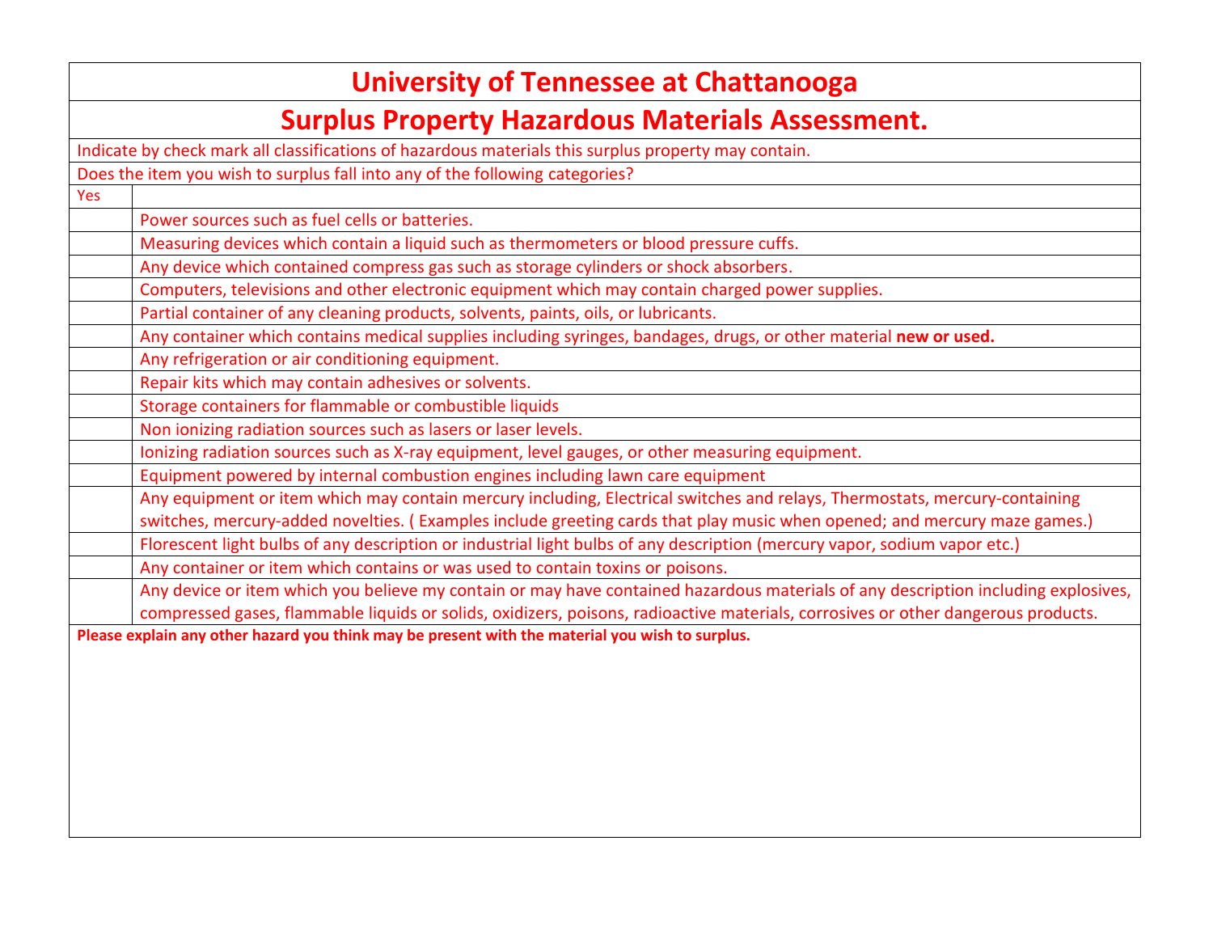# University of Tennessee at Chattanooga

## Surplus Property Hazardous Materials Assessment.

Indicate by check mark all classifications of hazardous materials this surplus property may contain.

Does the item you wish to surplus fall into any of the following categories?

| Yes | |
|---|---|
| | Power sources such as fuel cells or batteries. |
| | Measuring devices which contain a liquid such as thermometers or blood pressure cuffs. |
| | Any device which contained compress gas such as storage cylinders or shock absorbers. |
| | Computers, televisions and other electronic equipment which may contain charged power supplies. |
| | Partial container of any cleaning products, solvents, paints, oils, or lubricants. |
| | Any container which contains medical supplies including syringes, bandages, drugs, or other material **new or used.** |
| | Any refrigeration or air conditioning equipment. |
| | Repair kits which may contain adhesives or solvents. |
| | Storage containers for flammable or combustible liquids |
| | Non ionizing radiation sources such as lasers or laser levels. |
| | Ionizing radiation sources such as X-ray equipment, level gauges, or other measuring equipment. |
| | Equipment powered by internal combustion engines including lawn care equipment |
| | Any equipment or item which may contain mercury including, Electrical switches and relays, Thermostats, mercury-containing switches, mercury-added novelties. ( Examples include greeting cards that play music when opened; and mercury maze games.) |
| | Florescent light bulbs of any description or industrial light bulbs of any description (mercury vapor, sodium vapor etc.) |
| | Any container or item which contains or was used to contain toxins or poisons. |
| | Any device or item which you believe my contain or may have contained hazardous materials of any description including explosives, compressed gases, flammable liquids or solids, oxidizers, poisons, radioactive materials, corrosives or other dangerous products. |

**Please explain any other hazard you think may be present with the material you wish to surplus.**